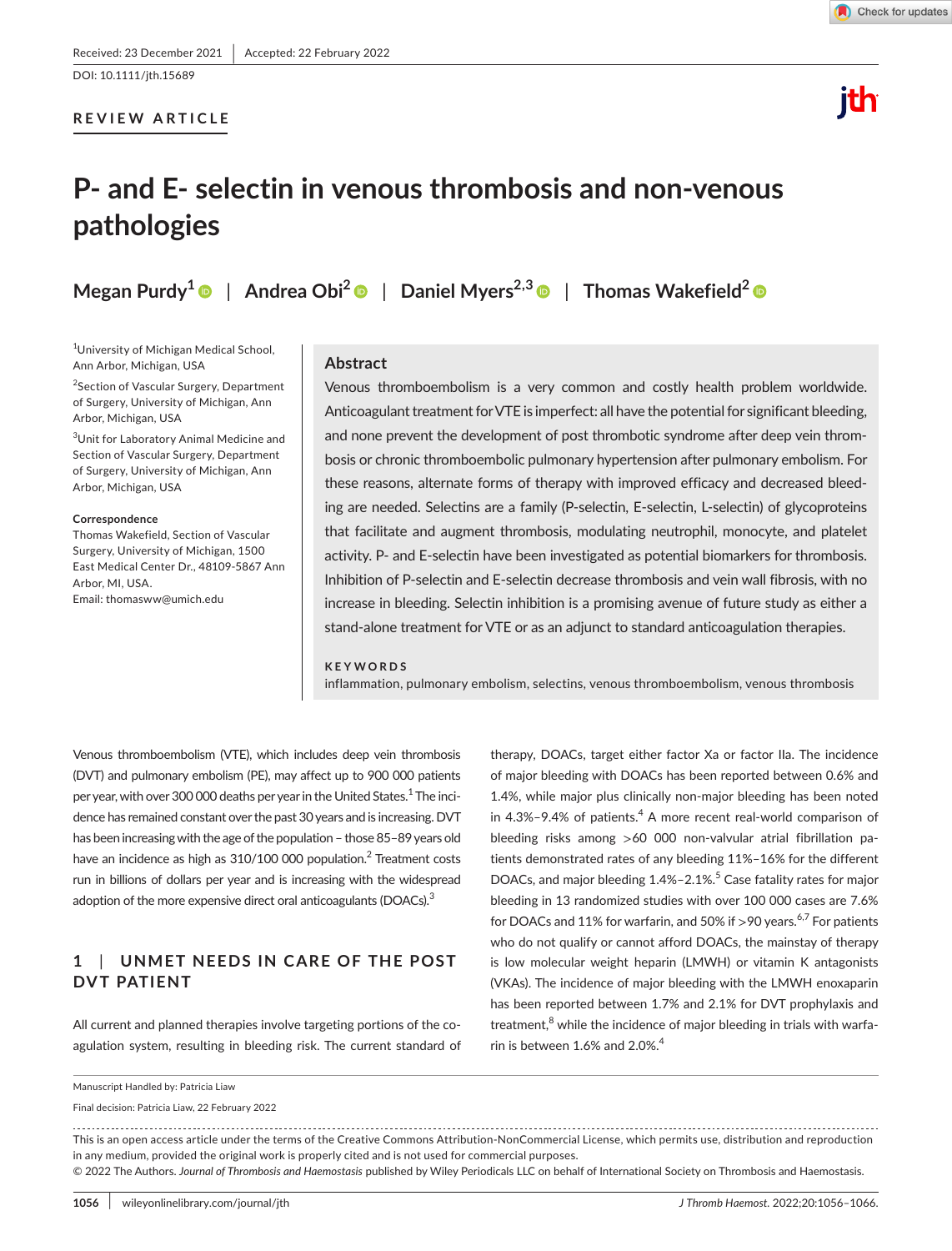Received: 23 December 2021 | Accepted: 22 February 2022

DOI: 10.1111/jth.15689

**REVIEW ARTICLE**

# P- and E- selectin in venous thrombosis and non-venous pathologies

**Megan Purdy[1] | Andrea Obi[2] | Daniel Myers[2,3] | Thomas Wakefield[2]**

[1]University of Michigan Medical School, Ann Arbor, Michigan, USA

[2]Section of Vascular Surgery, Department of Surgery, University of Michigan, Ann Arbor, Michigan, USA

[3]Unit for Laboratory Animal Medicine and Section of Vascular Surgery, Department of Surgery, University of Michigan, Ann Arbor, Michigan, USA

**Correspondence**
Thomas Wakefield, Section of Vascular Surgery, University of Michigan, 1500 East Medical Center Dr., 48109-5867 Ann Arbor, MI, USA.
Email: thomasww@umich.edu

## Abstract

Venous thromboembolism is a very common and costly health problem worldwide. Anticoagulant treatment for VTE is imperfect: all have the potential for significant bleeding, and none prevent the development of post thrombotic syndrome after deep vein thrombosis or chronic thromboembolic pulmonary hypertension after pulmonary embolism. For these reasons, alternate forms of therapy with improved efficacy and decreased bleeding are needed. Selectins are a family (P-selectin, E-selectin, L-selectin) of glycoproteins that facilitate and augment thrombosis, modulating neutrophil, monocyte, and platelet activity. P- and E-selectin have been investigated as potential biomarkers for thrombosis. Inhibition of P-selectin and E-selectin decrease thrombosis and vein wall fibrosis, with no increase in bleeding. Selectin inhibition is a promising avenue of future study as either a stand-alone treatment for VTE or as an adjunct to standard anticoagulation therapies.

**KEYWORDS**

inflammation, pulmonary embolism, selectins, venous thromboembolism, venous thrombosis

Venous thromboembolism (VTE), which includes deep vein thrombosis (DVT) and pulmonary embolism (PE), may affect up to 900 000 patients per year, with over 300 000 deaths per year in the United States.[1] The incidence has remained constant over the past 30 years and is increasing. DVT has been increasing with the age of the population – those 85–89 years old have an incidence as high as 310/100 000 population.[2] Treatment costs run in billions of dollars per year and is increasing with the widespread adoption of the more expensive direct oral anticoagulants (DOACs).[3]

## 1 | UNMET NEEDS IN CARE OF THE POST DVT PATIENT

All current and planned therapies involve targeting portions of the coagulation system, resulting in bleeding risk. The current standard of therapy, DOACs, target either factor Xa or factor IIa. The incidence of major bleeding with DOACs has been reported between 0.6% and 1.4%, while major plus clinically non-major bleeding has been noted in 4.3%–9.4% of patients.[4] A more recent real-world comparison of bleeding risks among >60 000 non-valvular atrial fibrillation patients demonstrated rates of any bleeding 11%–16% for the different DOACs, and major bleeding 1.4%–2.1%.[5] Case fatality rates for major bleeding in 13 randomized studies with over 100 000 cases are 7.6% for DOACs and 11% for warfarin, and 50% if >90 years.[6,7] For patients who do not qualify or cannot afford DOACs, the mainstay of therapy is low molecular weight heparin (LMWH) or vitamin K antagonists (VKAs). The incidence of major bleeding with the LMWH enoxaparin has been reported between 1.7% and 2.1% for DVT prophylaxis and treatment,[8] while the incidence of major bleeding in trials with warfarin is between 1.6% and 2.0%.[4]

Manuscript Handled by: Patricia Liaw

Final decision: Patricia Liaw, 22 February 2022

This is an open access article under the terms of the Creative Commons Attribution-NonCommercial License, which permits use, distribution and reproduction in any medium, provided the original work is properly cited and is not used for commercial purposes.
© 2022 The Authors. *Journal of Thrombosis and Haemostasis* published by Wiley Periodicals LLC on behalf of International Society on Thrombosis and Haemostasis.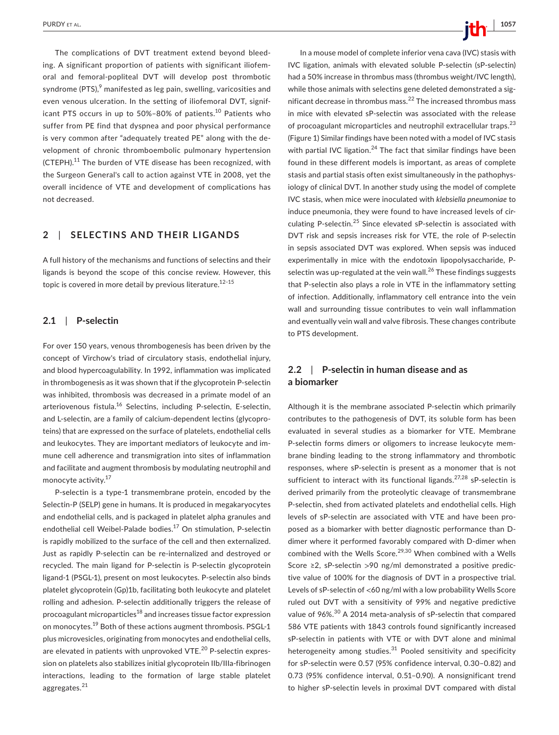The complications of DVT treatment extend beyond bleeding. A significant proportion of patients with significant iliofemoral and femoral-popliteal DVT will develop post thrombotic syndrome (PTS),[9] manifested as leg pain, swelling, varicosities and even venous ulceration. In the setting of iliofemoral DVT, significant PTS occurs in up to 50%–80% of patients.[10] Patients who suffer from PE find that dyspnea and poor physical performance is very common after "adequately treated PE" along with the development of chronic thromboembolic pulmonary hypertension (CTEPH).[11] The burden of VTE disease has been recognized, with the Surgeon General's call to action against VTE in 2008, yet the overall incidence of VTE and development of complications has not decreased.

## 2 | SELECTINS AND THEIR LIGANDS

A full history of the mechanisms and functions of selectins and their ligands is beyond the scope of this concise review. However, this topic is covered in more detail by previous literature.[12–15]

### 2.1 | P-selectin

For over 150 years, venous thrombogenesis has been driven by the concept of Virchow's triad of circulatory stasis, endothelial injury, and blood hypercoagulability. In 1992, inflammation was implicated in thrombogenesis as it was shown that if the glycoprotein P-selectin was inhibited, thrombosis was decreased in a primate model of an arteriovenous fistula.[16] Selectins, including P-selectin, E-selectin, and L-selectin, are a family of calcium-dependent lectins (glycoproteins) that are expressed on the surface of platelets, endothelial cells and leukocytes. They are important mediators of leukocyte and immune cell adherence and transmigration into sites of inflammation and facilitate and augment thrombosis by modulating neutrophil and monocyte activity.[17]

P-selectin is a type-1 transmembrane protein, encoded by the Selectin-P (SELP) gene in humans. It is produced in megakaryocytes and endothelial cells, and is packaged in platelet alpha granules and endothelial cell Weibel-Palade bodies.[17] On stimulation, P-selectin is rapidly mobilized to the surface of the cell and then externalized. Just as rapidly P-selectin can be re-internalized and destroyed or recycled. The main ligand for P-selectin is P-selectin glycoprotein ligand-1 (PSGL-1), present on most leukocytes. P-selectin also binds platelet glycoprotein (Gp)1b, facilitating both leukocyte and platelet rolling and adhesion. P-selectin additionally triggers the release of procoagulant microparticles[18] and increases tissue factor expression on monocytes.[19] Both of these actions augment thrombosis. PSGL-1 plus microvesicles, originating from monocytes and endothelial cells, are elevated in patients with unprovoked VTE.[20] P-selectin expression on platelets also stabilizes initial glycoprotein IIb/IIIa-fibrinogen interactions, leading to the formation of large stable platelet aggregates.[21]

In a mouse model of complete inferior vena cava (IVC) stasis with IVC ligation, animals with elevated soluble P-selectin (sP-selectin) had a 50% increase in thrombus mass (thrombus weight/IVC length), while those animals with selectins gene deleted demonstrated a significant decrease in thrombus mass.[22] The increased thrombus mass in mice with elevated sP-selectin was associated with the release of procoagulant microparticles and neutrophil extracellular traps.[23] (Figure 1) Similar findings have been noted with a model of IVC stasis with partial IVC ligation.[24] The fact that similar findings have been found in these different models is important, as areas of complete stasis and partial stasis often exist simultaneously in the pathophysiology of clinical DVT. In another study using the model of complete IVC stasis, when mice were inoculated with *klebsiella pneumoniae* to induce pneumonia, they were found to have increased levels of circulating P-selectin.[25] Since elevated sP-selectin is associated with DVT risk and sepsis increases risk for VTE, the role of P-selectin in sepsis associated DVT was explored. When sepsis was induced experimentally in mice with the endotoxin lipopolysaccharide, P-selectin was up-regulated at the vein wall.[26] These findings suggests that P-selectin also plays a role in VTE in the inflammatory setting of infection. Additionally, inflammatory cell entrance into the vein wall and surrounding tissue contributes to vein wall inflammation and eventually vein wall and valve fibrosis. These changes contribute to PTS development.

### 2.2 | P-selectin in human disease and as a biomarker

Although it is the membrane associated P-selectin which primarily contributes to the pathogenesis of DVT, its soluble form has been evaluated in several studies as a biomarker for VTE. Membrane P-selectin forms dimers or oligomers to increase leukocyte membrane binding leading to the strong inflammatory and thrombotic responses, where sP-selectin is present as a monomer that is not sufficient to interact with its functional ligands.[27,28] sP-selectin is derived primarily from the proteolytic cleavage of transmembrane P-selectin, shed from activated platelets and endothelial cells. High levels of sP-selectin are associated with VTE and have been proposed as a biomarker with better diagnostic performance than D-dimer where it performed favorably compared with D-dimer when combined with the Wells Score.[29,30] When combined with a Wells Score ≥2, sP-selectin >90 ng/ml demonstrated a positive predictive value of 100% for the diagnosis of DVT in a prospective trial. Levels of sP-selectin of <60 ng/ml with a low probability Wells Score ruled out DVT with a sensitivity of 99% and negative predictive value of 96%.[30] A 2014 meta-analysis of sP-selectin that compared 586 VTE patients with 1843 controls found significantly increased sP-selectin in patients with VTE or with DVT alone and minimal heterogeneity among studies.[31] Pooled sensitivity and specificity for sP-selectin were 0.57 (95% confidence interval, 0.30–0.82) and 0.73 (95% confidence interval, 0.51–0.90). A nonsignificant trend to higher sP-selectin levels in proximal DVT compared with distal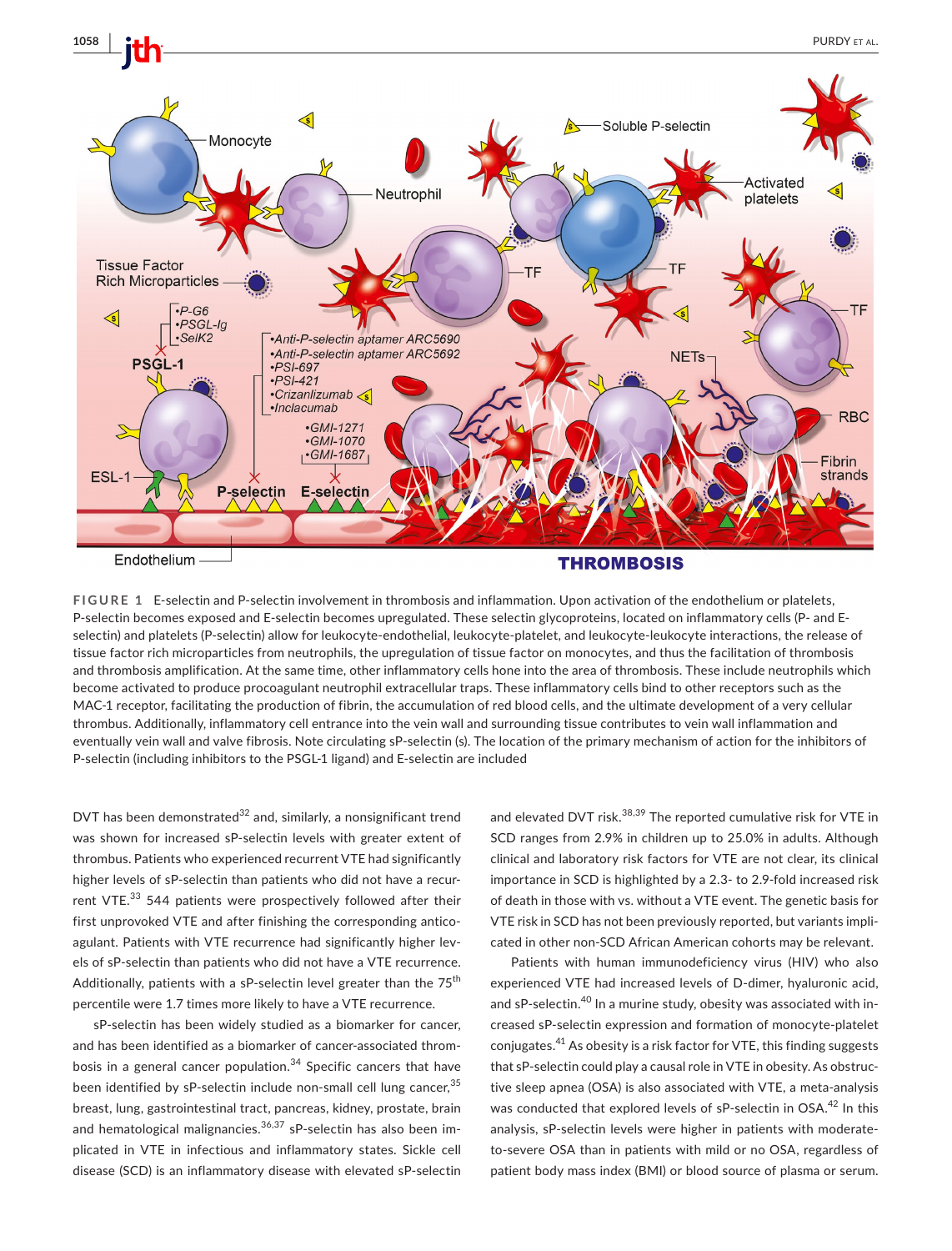**FIGURE 1** E-selectin and P-selectin involvement in thrombosis and inflammation. Upon activation of the endothelium or platelets, P-selectin becomes exposed and E-selectin becomes upregulated. These selectin glycoproteins, located on inflammatory cells (P- and E-selectin) and platelets (P-selectin) allow for leukocyte-endothelial, leukocyte-platelet, and leukocyte-leukocyte interactions, the release of tissue factor rich microparticles from neutrophils, the upregulation of tissue factor on monocytes, and thus the facilitation of thrombosis and thrombosis amplification. At the same time, other inflammatory cells hone into the area of thrombosis. These include neutrophils which become activated to produce procoagulant neutrophil extracellular traps. These inflammatory cells bind to other receptors such as the MAC-1 receptor, facilitating the production of fibrin, the accumulation of red blood cells, and the ultimate development of a very cellular thrombus. Additionally, inflammatory cell entrance into the vein wall and surrounding tissue contributes to vein wall inflammation and eventually vein wall and valve fibrosis. Note circulating sP-selectin (s). The location of the primary mechanism of action for the inhibitors of P-selectin (including inhibitors to the PSGL-1 ligand) and E-selectin are included

DVT has been demonstrated[32] and, similarly, a nonsignificant trend was shown for increased sP-selectin levels with greater extent of thrombus. Patients who experienced recurrent VTE had significantly higher levels of sP-selectin than patients who did not have a recurrent VTE.[33] 544 patients were prospectively followed after their first unprovoked VTE and after finishing the corresponding anticoagulant. Patients with VTE recurrence had significantly higher levels of sP-selectin than patients who did not have a VTE recurrence. Additionally, patients with a sP-selectin level greater than the 75th percentile were 1.7 times more likely to have a VTE recurrence.

sP-selectin has been widely studied as a biomarker for cancer, and has been identified as a biomarker of cancer-associated thrombosis in a general cancer population.[34] Specific cancers that have been identified by sP-selectin include non-small cell lung cancer,[35] breast, lung, gastrointestinal tract, pancreas, kidney, prostate, brain and hematological malignancies.[36,37] sP-selectin has also been implicated in VTE in infectious and inflammatory states. Sickle cell disease (SCD) is an inflammatory disease with elevated sP-selectin and elevated DVT risk.[38,39] The reported cumulative risk for VTE in SCD ranges from 2.9% in children up to 25.0% in adults. Although clinical and laboratory risk factors for VTE are not clear, its clinical importance in SCD is highlighted by a 2.3- to 2.9-fold increased risk of death in those with vs. without a VTE event. The genetic basis for VTE risk in SCD has not been previously reported, but variants implicated in other non-SCD African American cohorts may be relevant.

Patients with human immunodeficiency virus (HIV) who also experienced VTE had increased levels of D-dimer, hyaluronic acid, and sP-selectin.[40] In a murine study, obesity was associated with increased sP-selectin expression and formation of monocyte-platelet conjugates.[41] As obesity is a risk factor for VTE, this finding suggests that sP-selectin could play a causal role in VTE in obesity. As obstructive sleep apnea (OSA) is also associated with VTE, a meta-analysis was conducted that explored levels of sP-selectin in OSA.[42] In this analysis, sP-selectin levels were higher in patients with moderate-to-severe OSA than in patients with mild or no OSA, regardless of patient body mass index (BMI) or blood source of plasma or serum.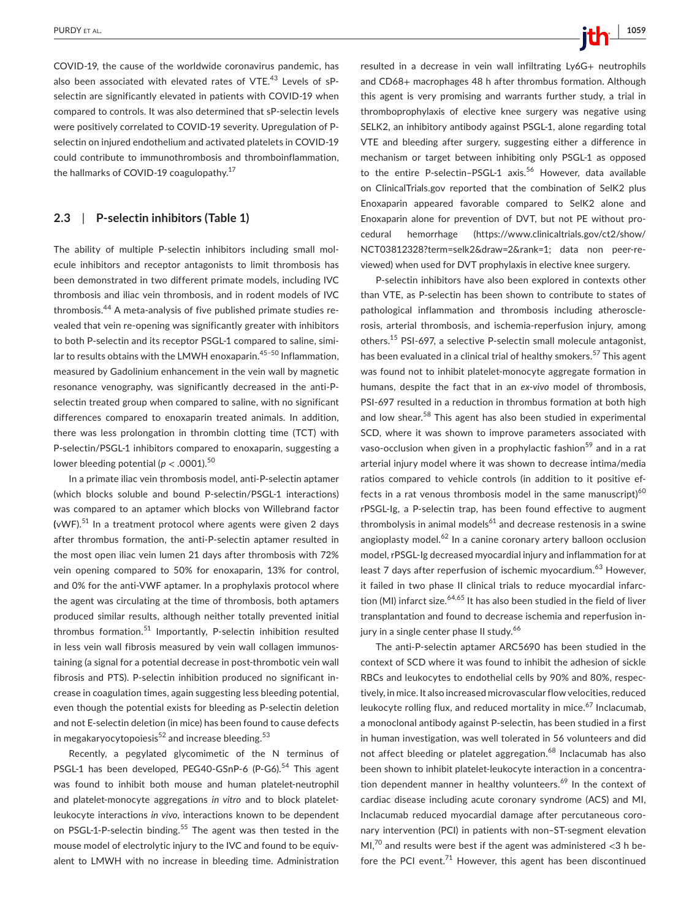COVID-19, the cause of the worldwide coronavirus pandemic, has also been associated with elevated rates of VTE.[43] Levels of sP-selectin are significantly elevated in patients with COVID-19 when compared to controls. It was also determined that sP-selectin levels were positively correlated to COVID-19 severity. Upregulation of P-selectin on injured endothelium and activated platelets in COVID-19 could contribute to immunothrombosis and thromboinflammation, the hallmarks of COVID-19 coagulopathy.[17]

### 2.3 | P-selectin inhibitors (Table 1)

The ability of multiple P-selectin inhibitors including small molecule inhibitors and receptor antagonists to limit thrombosis has been demonstrated in two different primate models, including IVC thrombosis and iliac vein thrombosis, and in rodent models of IVC thrombosis.[44] A meta-analysis of five published primate studies revealed that vein re-opening was significantly greater with inhibitors to both P-selectin and its receptor PSGL-1 compared to saline, similar to results obtains with the LMWH enoxaparin.[45–50] Inflammation, measured by Gadolinium enhancement in the vein wall by magnetic resonance venography, was significantly decreased in the anti-P-selectin treated group when compared to saline, with no significant differences compared to enoxaparin treated animals. In addition, there was less prolongation in thrombin clotting time (TCT) with P-selectin/PSGL-1 inhibitors compared to enoxaparin, suggesting a lower bleeding potential ($p < .0001$).[50]

In a primate iliac vein thrombosis model, anti-P-selectin aptamer (which blocks soluble and bound P-selectin/PSGL-1 interactions) was compared to an aptamer which blocks von Willebrand factor (vWF).[51] In a treatment protocol where agents were given 2 days after thrombus formation, the anti-P-selectin aptamer resulted in the most open iliac vein lumen 21 days after thrombosis with 72% vein opening compared to 50% for enoxaparin, 13% for control, and 0% for the anti-VWF aptamer. In a prophylaxis protocol where the agent was circulating at the time of thrombosis, both aptamers produced similar results, although neither totally prevented initial thrombus formation.[51] Importantly, P-selectin inhibition resulted in less vein wall fibrosis measured by vein wall collagen immunostaining (a signal for a potential decrease in post-thrombotic vein wall fibrosis and PTS). P-selectin inhibition produced no significant increase in coagulation times, again suggesting less bleeding potential, even though the potential exists for bleeding as P-selectin deletion and not E-selectin deletion (in mice) has been found to cause defects in megakaryocytopoiesis[52] and increase bleeding.[53]

Recently, a pegylated glycomimetic of the N terminus of PSGL-1 has been developed, PEG40-GSnP-6 (P-G6).[54] This agent was found to inhibit both mouse and human platelet-neutrophil and platelet-monocyte aggregations *in vitro* and to block platelet-leukocyte interactions *in vivo*, interactions known to be dependent on PSGL-1-P-selectin binding.[55] The agent was then tested in the mouse model of electrolytic injury to the IVC and found to be equivalent to LMWH with no increase in bleeding time. Administration resulted in a decrease in vein wall infiltrating Ly6G+ neutrophils and CD68+ macrophages 48 h after thrombus formation. Although this agent is very promising and warrants further study, a trial in thromboprophylaxis of elective knee surgery was negative using SELK2, an inhibitory antibody against PSGL-1, alone regarding total VTE and bleeding after surgery, suggesting either a difference in mechanism or target between inhibiting only PSGL-1 as opposed to the entire P-selectin–PSGL-1 axis.[56] However, data available on ClinicalTrials.gov reported that the combination of SelK2 plus Enoxaparin appeared favorable compared to SelK2 alone and Enoxaparin alone for prevention of DVT, but not PE without procedural hemorrhage (https://www.clinicaltrials.gov/ct2/show/NCT03812328?term=selk2&draw=2&rank=1; data non peer-reviewed) when used for DVT prophylaxis in elective knee surgery.

P-selectin inhibitors have also been explored in contexts other than VTE, as P-selectin has been shown to contribute to states of pathological inflammation and thrombosis including atherosclerosis, arterial thrombosis, and ischemia-reperfusion injury, among others.[15] PSI-697, a selective P-selectin small molecule antagonist, has been evaluated in a clinical trial of healthy smokers.[57] This agent was found not to inhibit platelet-monocyte aggregate formation in humans, despite the fact that in an *ex-vivo* model of thrombosis, PSI-697 resulted in a reduction in thrombus formation at both high and low shear.[58] This agent has also been studied in experimental SCD, where it was shown to improve parameters associated with vaso-occlusion when given in a prophylactic fashion[59] and in a rat arterial injury model where it was shown to decrease intima/media ratios compared to vehicle controls (in addition to it positive effects in a rat venous thrombosis model in the same manuscript)[60] rPSGL-Ig, a P-selectin trap, has been found effective to augment thrombolysis in animal models[61] and decrease restenosis in a swine angioplasty model.[62] In a canine coronary artery balloon occlusion model, rPSGL-Ig decreased myocardial injury and inflammation for at least 7 days after reperfusion of ischemic myocardium.[63] However, it failed in two phase II clinical trials to reduce myocardial infarction (MI) infarct size.[64,65] It has also been studied in the field of liver transplantation and found to decrease ischemia and reperfusion injury in a single center phase II study.[66]

The anti-P-selectin aptamer ARC5690 has been studied in the context of SCD where it was found to inhibit the adhesion of sickle RBCs and leukocytes to endothelial cells by 90% and 80%, respectively, in mice. It also increased microvascular flow velocities, reduced leukocyte rolling flux, and reduced mortality in mice.[67] Inclacumab, a monoclonal antibody against P-selectin, has been studied in a first in human investigation, was well tolerated in 56 volunteers and did not affect bleeding or platelet aggregation.[68] Inclacumab has also been shown to inhibit platelet-leukocyte interaction in a concentration dependent manner in healthy volunteers.[69] In the context of cardiac disease including acute coronary syndrome (ACS) and MI, Inclacumab reduced myocardial damage after percutaneous coronary intervention (PCI) in patients with non–ST-segment elevation MI,[70] and results were best if the agent was administered <3 h before the PCI event.[71] However, this agent has been discontinued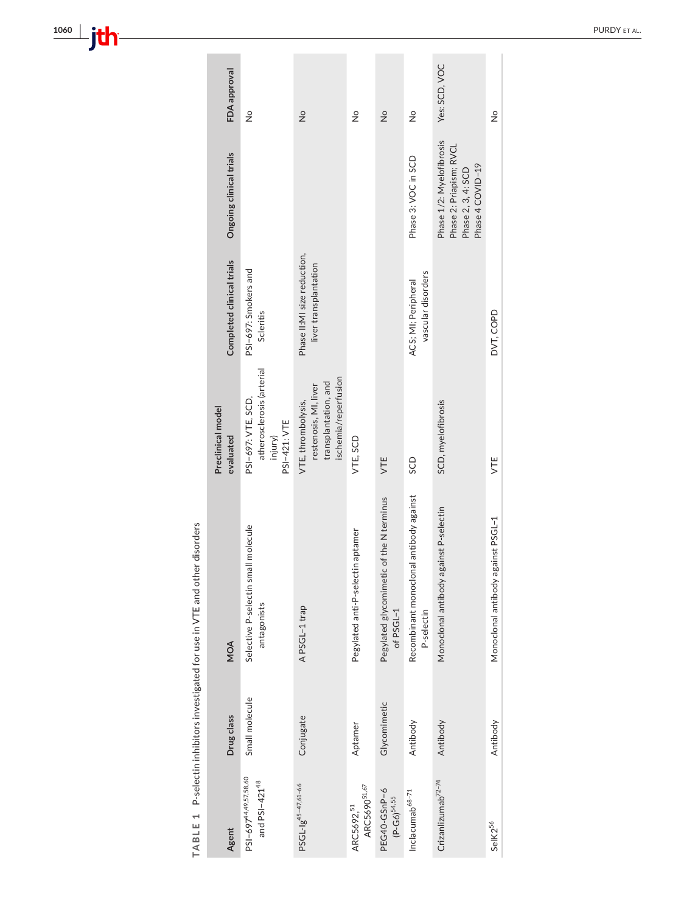**TABLE 1** P-selectin inhibitors investigated for use in VTE and other disorders

| Agent | Drug class | MOA | Preclinical model evaluated | Completed clinical trials | Ongoing clinical trials | FDA approval |
|---|---|---|---|---|---|---|
| PSI-697[44,49,57,58,60] and PSI-421[48] | Small molecule | Selective P-selectin small molecule antagonists | PSI-697: VTE, SCD, atherosclerosis (arterial injury) PSI-421: VTE | PSI-697: Smokers and Scleritis | | No |
| PSGL-Ig[45-47,61-66] | Conjugate | A PSGL-1 trap | VTE, thrombolysis, restenosis, MI, liver transplantation, and ischemia/reperfusion | Phase II:MI size reduction, liver transplantation | | No |
| ARC5692,[51] ARC5690[51,67] | Aptamer | Pegylated anti-P-selectin aptamer | VTE, SCD | | | No |
| PEG40-GSnP-6 (P-G6)[54,55] | Glycomimetic | Pegylated glycomimetic of the N terminus of PSGL-1 | VTE | | | No |
| Inclacumab[68-71] | Antibody | Recombinant monoclonal antibody against P-selectin | SCD | ACS; MI; Peripheral vascular disorders | Phase 3: VOC in SCD | No |
| Crizanlizumab[72-74] | Antibody | Monoclonal antibody against P-selectin | SCD, myelofibrosis | | Phase 1/2: Myelofibrosis Phase 2: Priapism; RVCL Phase 2, 3, 4: SCD Phase 4 COVID-19 | Yes: SCD, VOC |
| SelK2[56] | Antibody | Monoclonal antibody against PSGL-1 | VTE | DVT, COPD | | No |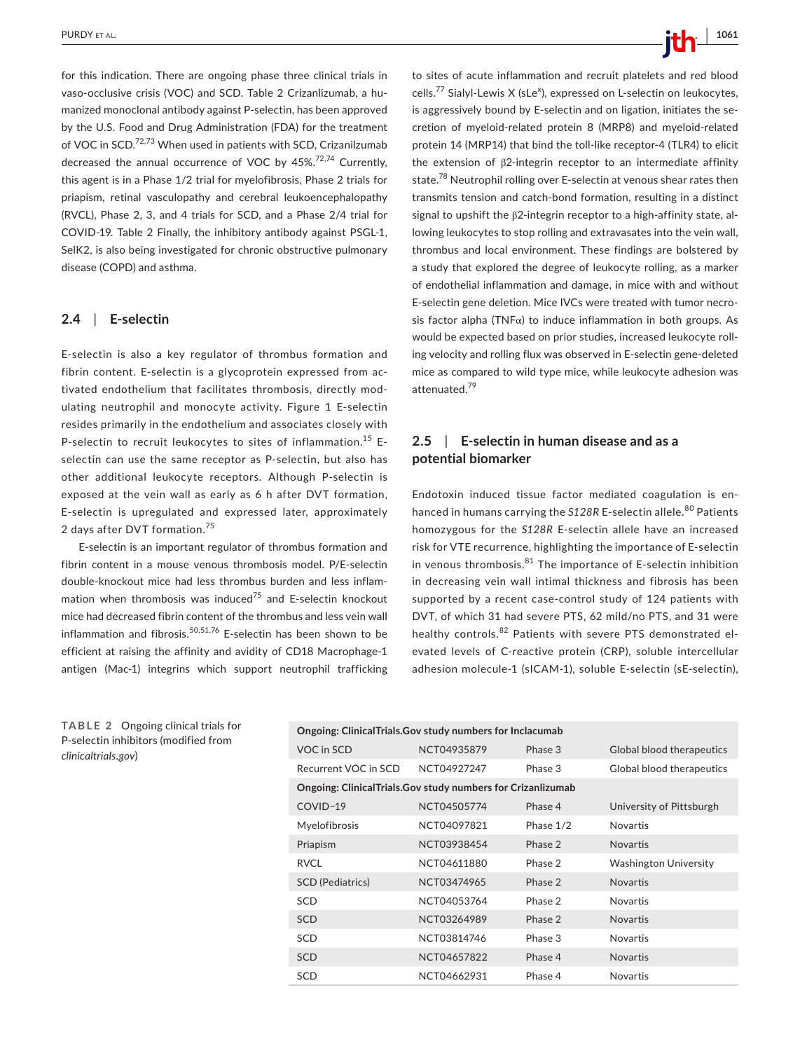for this indication. There are ongoing phase three clinical trials in vaso-occlusive crisis (VOC) and SCD. Table 2 Crizanlizumab, a humanized monoclonal antibody against P-selectin, has been approved by the U.S. Food and Drug Administration (FDA) for the treatment of VOC in SCD.[72,73] When used in patients with SCD, Crizanilzumab decreased the annual occurrence of VOC by 45%.[72,74] Currently, this agent is in a Phase 1/2 trial for myelofibrosis, Phase 2 trials for priapism, retinal vasculopathy and cerebral leukoencephalopathy (RVCL), Phase 2, 3, and 4 trials for SCD, and a Phase 2/4 trial for COVID-19. Table 2 Finally, the inhibitory antibody against PSGL-1, SelK2, is also being investigated for chronic obstructive pulmonary disease (COPD) and asthma.

## 2.4 | E-selectin

E-selectin is also a key regulator of thrombus formation and fibrin content. E-selectin is a glycoprotein expressed from activated endothelium that facilitates thrombosis, directly modulating neutrophil and monocyte activity. Figure 1 E-selectin resides primarily in the endothelium and associates closely with P-selectin to recruit leukocytes to sites of inflammation.[15] E-selectin can use the same receptor as P-selectin, but also has other additional leukocyte receptors. Although P-selectin is exposed at the vein wall as early as 6 h after DVT formation, E-selectin is upregulated and expressed later, approximately 2 days after DVT formation.[75]

E-selectin is an important regulator of thrombus formation and fibrin content in a mouse venous thrombosis model. P/E-selectin double-knockout mice had less thrombus burden and less inflammation when thrombosis was induced[75] and E-selectin knockout mice had decreased fibrin content of the thrombus and less vein wall inflammation and fibrosis.[50,51,76] E-selectin has been shown to be efficient at raising the affinity and avidity of CD18 Macrophage-1 antigen (Mac-1) integrins which support neutrophil trafficking to sites of acute inflammation and recruit platelets and red blood cells.[77] Sialyl-Lewis X (sLe$^x$), expressed on L-selectin on leukocytes, is aggressively bound by E-selectin and on ligation, initiates the secretion of myeloid-related protein 8 (MRP8) and myeloid-related protein 14 (MRP14) that bind the toll-like receptor-4 (TLR4) to elicit the extension of β2-integrin receptor to an intermediate affinity state.[78] Neutrophil rolling over E-selectin at venous shear rates then transmits tension and catch-bond formation, resulting in a distinct signal to upshift the β2-integrin receptor to a high-affinity state, allowing leukocytes to stop rolling and extravasates into the vein wall, thrombus and local environment. These findings are bolstered by a study that explored the degree of leukocyte rolling, as a marker of endothelial inflammation and damage, in mice with and without E-selectin gene deletion. Mice IVCs were treated with tumor necrosis factor alpha (TNFα) to induce inflammation in both groups. As would be expected based on prior studies, increased leukocyte rolling velocity and rolling flux was observed in E-selectin gene-deleted mice as compared to wild type mice, while leukocyte adhesion was attenuated.[79]

## 2.5 | E-selectin in human disease and as a potential biomarker

Endotoxin induced tissue factor mediated coagulation is enhanced in humans carrying the *S128R* E-selectin allele.[80] Patients homozygous for the *S128R* E-selectin allele have an increased risk for VTE recurrence, highlighting the importance of E-selectin in venous thrombosis.[81] The importance of E-selectin inhibition in decreasing vein wall intimal thickness and fibrosis has been supported by a recent case-control study of 124 patients with DVT, of which 31 had severe PTS, 62 mild/no PTS, and 31 were healthy controls.[82] Patients with severe PTS demonstrated elevated levels of C-reactive protein (CRP), soluble intercellular adhesion molecule-1 (sICAM-1), soluble E-selectin (sE-selectin),

**TABLE 2** Ongoing clinical trials for P-selectin inhibitors (modified from *clinicaltrials.gov*)

| **Ongoing: ClinicalTrials.Gov study numbers for Inclacumab** | | | |
|---|---|---|---|
| VOC in SCD | NCT04935879 | Phase 3 | Global blood therapeutics |
| Recurrent VOC in SCD | NCT04927247 | Phase 3 | Global blood therapeutics |
| **Ongoing: ClinicalTrials.Gov study numbers for Crizanlizumab** | | | |
| COVID−19 | NCT04505774 | Phase 4 | University of Pittsburgh |
| Myelofibrosis | NCT04097821 | Phase 1/2 | Novartis |
| Priapism | NCT03938454 | Phase 2 | Novartis |
| RVCL | NCT04611880 | Phase 2 | Washington University |
| SCD (Pediatrics) | NCT03474965 | Phase 2 | Novartis |
| SCD | NCT04053764 | Phase 2 | Novartis |
| SCD | NCT03264989 | Phase 2 | Novartis |
| SCD | NCT03814746 | Phase 3 | Novartis |
| SCD | NCT04657822 | Phase 4 | Novartis |
| SCD | NCT04662931 | Phase 4 | Novartis |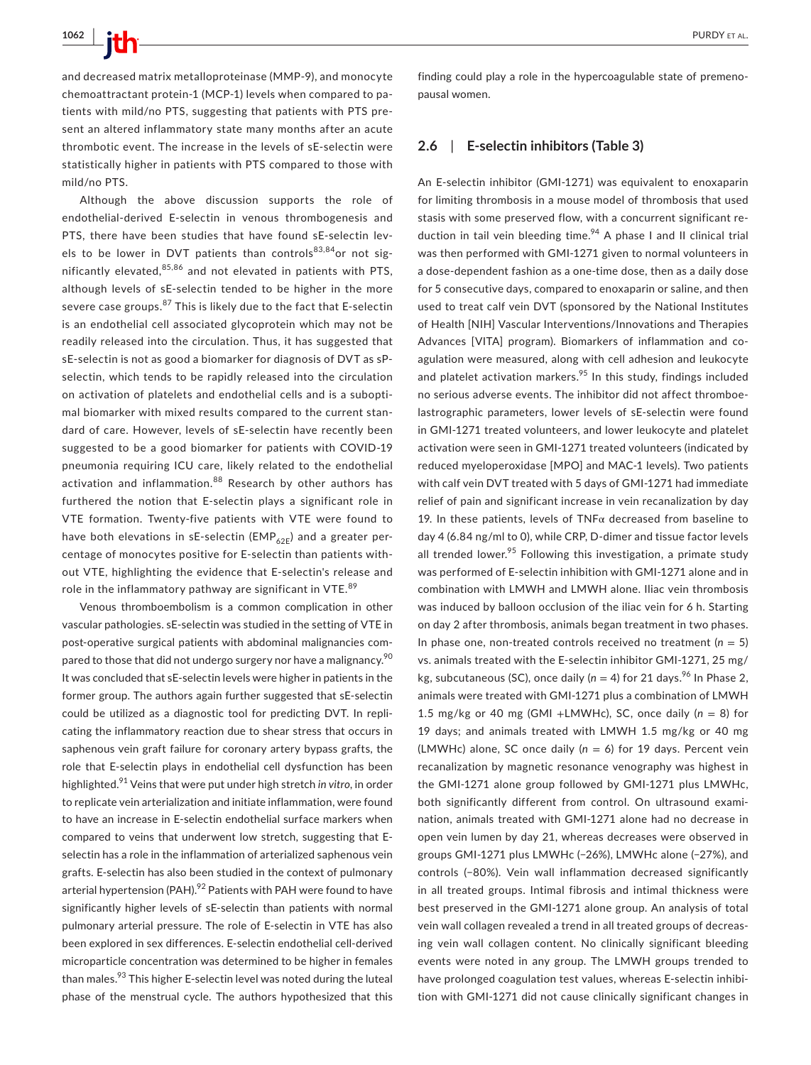and decreased matrix metalloproteinase (MMP-9), and monocyte chemoattractant protein-1 (MCP-1) levels when compared to patients with mild/no PTS, suggesting that patients with PTS present an altered inflammatory state many months after an acute thrombotic event. The increase in the levels of sE-selectin were statistically higher in patients with PTS compared to those with mild/no PTS.

Although the above discussion supports the role of endothelial-derived E-selectin in venous thrombogenesis and PTS, there have been studies that have found sE-selectin levels to be lower in DVT patients than controls[83,84]or not significantly elevated,[85,86] and not elevated in patients with PTS, although levels of sE-selectin tended to be higher in the more severe case groups.[87] This is likely due to the fact that E-selectin is an endothelial cell associated glycoprotein which may not be readily released into the circulation. Thus, it has suggested that sE-selectin is not as good a biomarker for diagnosis of DVT as sP-selectin, which tends to be rapidly released into the circulation on activation of platelets and endothelial cells and is a suboptimal biomarker with mixed results compared to the current standard of care. However, levels of sE-selectin have recently been suggested to be a good biomarker for patients with COVID-19 pneumonia requiring ICU care, likely related to the endothelial activation and inflammation.[88] Research by other authors has furthered the notion that E-selectin plays a significant role in VTE formation. Twenty-five patients with VTE were found to have both elevations in sE-selectin ($EMP_{62E}$) and a greater percentage of monocytes positive for E-selectin than patients without VTE, highlighting the evidence that E-selectin's release and role in the inflammatory pathway are significant in VTE.[89]

Venous thromboembolism is a common complication in other vascular pathologies. sE-selectin was studied in the setting of VTE in post-operative surgical patients with abdominal malignancies compared to those that did not undergo surgery nor have a malignancy.[90] It was concluded that sE-selectin levels were higher in patients in the former group. The authors again further suggested that sE-selectin could be utilized as a diagnostic tool for predicting DVT. In replicating the inflammatory reaction due to shear stress that occurs in saphenous vein graft failure for coronary artery bypass grafts, the role that E-selectin plays in endothelial cell dysfunction has been highlighted.[91] Veins that were put under high stretch *in vitro*, in order to replicate vein arterialization and initiate inflammation, were found to have an increase in E-selectin endothelial surface markers when compared to veins that underwent low stretch, suggesting that E-selectin has a role in the inflammation of arterialized saphenous vein grafts. E-selectin has also been studied in the context of pulmonary arterial hypertension (PAH).[92] Patients with PAH were found to have significantly higher levels of sE-selectin than patients with normal pulmonary arterial pressure. The role of E-selectin in VTE has also been explored in sex differences. E-selectin endothelial cell-derived microparticle concentration was determined to be higher in females than males.[93] This higher E-selectin level was noted during the luteal phase of the menstrual cycle. The authors hypothesized that this finding could play a role in the hypercoagulable state of premenopausal women.

## 2.6 | E-selectin inhibitors (Table 3)

An E-selectin inhibitor (GMI-1271) was equivalent to enoxaparin for limiting thrombosis in a mouse model of thrombosis that used stasis with some preserved flow, with a concurrent significant reduction in tail vein bleeding time.[94] A phase I and II clinical trial was then performed with GMI-1271 given to normal volunteers in a dose-dependent fashion as a one-time dose, then as a daily dose for 5 consecutive days, compared to enoxaparin or saline, and then used to treat calf vein DVT (sponsored by the National Institutes of Health [NIH] Vascular Interventions/Innovations and Therapies Advances [VITA] program). Biomarkers of inflammation and coagulation were measured, along with cell adhesion and leukocyte and platelet activation markers.[95] In this study, findings included no serious adverse events. The inhibitor did not affect thromboelastrographic parameters, lower levels of sE-selectin were found in GMI-1271 treated volunteers, and lower leukocyte and platelet activation were seen in GMI-1271 treated volunteers (indicated by reduced myeloperoxidase [MPO] and MAC-1 levels). Two patients with calf vein DVT treated with 5 days of GMI-1271 had immediate relief of pain and significant increase in vein recanalization by day 19. In these patients, levels of TNFα decreased from baseline to day 4 (6.84 ng/ml to 0), while CRP, D-dimer and tissue factor levels all trended lower.[95] Following this investigation, a primate study was performed of E-selectin inhibition with GMI-1271 alone and in combination with LMWH and LMWH alone. Iliac vein thrombosis was induced by balloon occlusion of the iliac vein for 6 h. Starting on day 2 after thrombosis, animals began treatment in two phases. In phase one, non-treated controls received no treatment ($n$ = 5) vs. animals treated with the E-selectin inhibitor GMI-1271, 25 mg/kg, subcutaneous (SC), once daily ($n$ = 4) for 21 days.[96] In Phase 2, animals were treated with GMI-1271 plus a combination of LMWH 1.5 mg/kg or 40 mg (GMI +LMWHc), SC, once daily ($n$ = 8) for 19 days; and animals treated with LMWH 1.5 mg/kg or 40 mg (LMWHc) alone, SC once daily ($n$ = 6) for 19 days. Percent vein recanalization by magnetic resonance venography was highest in the GMI-1271 alone group followed by GMI-1271 plus LMWHc, both significantly different from control. On ultrasound examination, animals treated with GMI-1271 alone had no decrease in open vein lumen by day 21, whereas decreases were observed in groups GMI-1271 plus LMWHc (−26%), LMWHc alone (−27%), and controls (−80%). Vein wall inflammation decreased significantly in all treated groups. Intimal fibrosis and intimal thickness were best preserved in the GMI-1271 alone group. An analysis of total vein wall collagen revealed a trend in all treated groups of decreasing vein wall collagen content. No clinically significant bleeding events were noted in any group. The LMWH groups trended to have prolonged coagulation test values, whereas E-selectin inhibition with GMI-1271 did not cause clinically significant changes in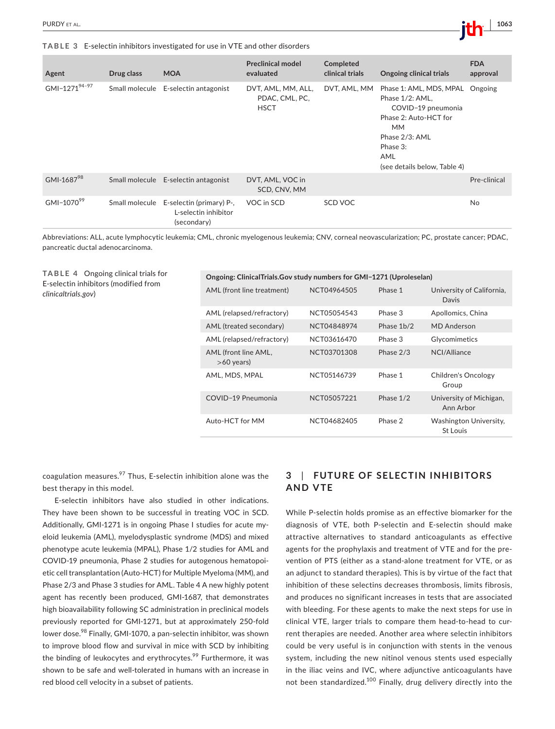**TABLE 3** E-selectin inhibitors investigated for use in VTE and other disorders

| Agent | Drug class | MOA | Preclinical model evaluated | Completed clinical trials | Ongoing clinical trials | FDA approval |
|---|---|---|---|---|---|---|
| GMI−1271[94–97] | Small molecule | E-selectin antagonist | DVT, AML, MM, ALL, PDAC, CML, PC, HSCT | DVT, AML, MM | Phase 1: AML, MDS, MPAL<br>Phase 1/2: AML, COVID−19 pneumonia<br>Phase 2: Auto-HCT for MM<br>Phase 2/3: AML<br>Phase 3: AML<br>(see details below, Table 4) | Ongoing |
| GMI-1687[98] | Small molecule | E-selectin antagonist | DVT, AML, VOC in SCD, CNV, MM | | | Pre-clinical |
| GMI−1070[99] | Small molecule | E-selectin (primary) P-, L-selectin inhibitor (secondary) | VOC in SCD | SCD VOC | | No |

Abbreviations: ALL, acute lymphocytic leukemia; CML, chronic myelogenous leukemia; CNV, corneal neovascularization; PC, prostate cancer; PDAC, pancreatic ductal adenocarcinoma.

**TABLE 4** Ongoing clinical trials for E-selectin inhibitors (modified from *clinicaltrials.gov*)

| Ongoing: ClinicalTrials.Gov study numbers for GMI−1271 (Uproleselan) | | | |
|---|---|---|---|
| AML (front line treatment) | NCT04964505 | Phase 1 | University of California, Davis |
| AML (relapsed/refractory) | NCT05054543 | Phase 3 | Apollomics, China |
| AML (treated secondary) | NCT04848974 | Phase 1b/2 | MD Anderson |
| AML (relapsed/refractory) | NCT03616470 | Phase 3 | Glycomimetics |
| AML (front line AML, >60 years) | NCT03701308 | Phase 2/3 | NCI/Alliance |
| AML, MDS, MPAL | NCT05146739 | Phase 1 | Children's Oncology Group |
| COVID−19 Pneumonia | NCT05057221 | Phase 1/2 | University of Michigan, Ann Arbor |
| Auto-HCT for MM | NCT04682405 | Phase 2 | Washington University, St Louis |

coagulation measures.[97] Thus, E-selectin inhibition alone was the best therapy in this model.

E-selectin inhibitors have also studied in other indications. They have been shown to be successful in treating VOC in SCD. Additionally, GMI-1271 is in ongoing Phase I studies for acute myeloid leukemia (AML), myelodysplastic syndrome (MDS) and mixed phenotype acute leukemia (MPAL), Phase 1/2 studies for AML and COVID-19 pneumonia, Phase 2 studies for autogenous hematopoietic cell transplantation (Auto-HCT) for Multiple Myeloma (MM), and Phase 2/3 and Phase 3 studies for AML. Table 4 A new highly potent agent has recently been produced, GMI-1687, that demonstrates high bioavailability following SC administration in preclinical models previously reported for GMI-1271, but at approximately 250-fold lower dose.[98] Finally, GMI-1070, a pan-selectin inhibitor, was shown to improve blood flow and survival in mice with SCD by inhibiting the binding of leukocytes and erythrocytes.[99] Furthermore, it was shown to be safe and well-tolerated in humans with an increase in red blood cell velocity in a subset of patients.

## 3 | FUTURE OF SELECTIN INHIBITORS AND VTE

While P-selectin holds promise as an effective biomarker for the diagnosis of VTE, both P-selectin and E-selectin should make attractive alternatives to standard anticoagulants as effective agents for the prophylaxis and treatment of VTE and for the prevention of PTS (either as a stand-alone treatment for VTE, or as an adjunct to standard therapies). This is by virtue of the fact that inhibition of these selectins decreases thrombosis, limits fibrosis, and produces no significant increases in tests that are associated with bleeding. For these agents to make the next steps for use in clinical VTE, larger trials to compare them head-to-head to current therapies are needed. Another area where selectin inhibitors could be very useful is in conjunction with stents in the venous system, including the new nitinol venous stents used especially in the iliac veins and IVC, where adjunctive anticoagulants have not been standardized.[100] Finally, drug delivery directly into the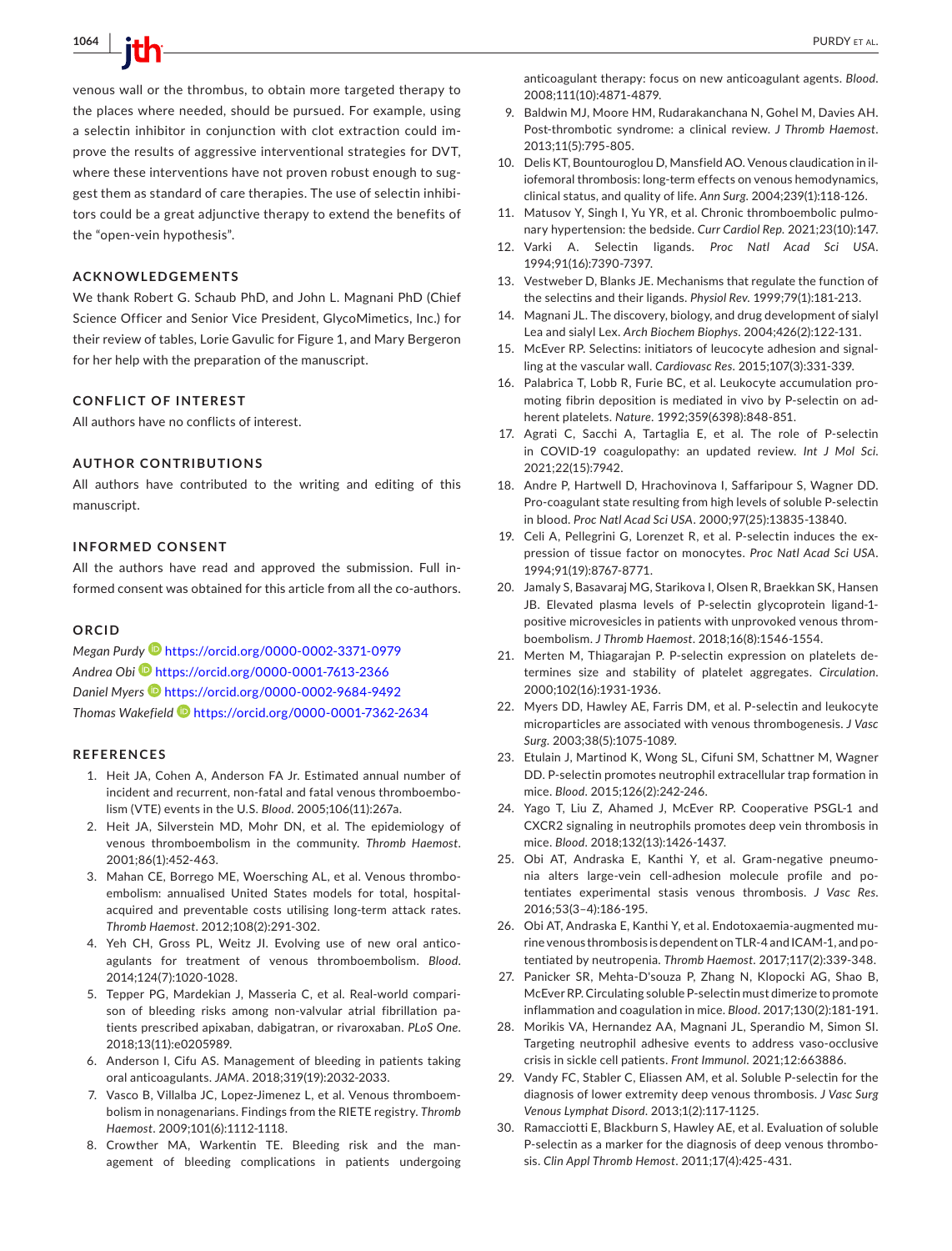venous wall or the thrombus, to obtain more targeted therapy to the places where needed, should be pursued. For example, using a selectin inhibitor in conjunction with clot extraction could improve the results of aggressive interventional strategies for DVT, where these interventions have not proven robust enough to suggest them as standard of care therapies. The use of selectin inhibitors could be a great adjunctive therapy to extend the benefits of the "open-vein hypothesis".

## ACKNOWLEDGEMENTS

We thank Robert G. Schaub PhD, and John L. Magnani PhD (Chief Science Officer and Senior Vice President, GlycoMimetics, Inc.) for their review of tables, Lorie Gavulic for Figure 1, and Mary Bergeron for her help with the preparation of the manuscript.

## CONFLICT OF INTEREST

All authors have no conflicts of interest.

## AUTHOR CONTRIBUTIONS

All authors have contributed to the writing and editing of this manuscript.

## INFORMED CONSENT

All the authors have read and approved the submission. Full informed consent was obtained for this article from all the co-authors.

## ORCID

*Megan Purdy* https://orcid.org/0000-0002-3371-0979
*Andrea Obi* https://orcid.org/0000-0001-7613-2366
*Daniel Myers* https://orcid.org/0000-0002-9684-9492
*Thomas Wakefield* https://orcid.org/0000-0001-7362-2634

## REFERENCES

1. Heit JA, Cohen A, Anderson FA Jr. Estimated annual number of incident and recurrent, non-fatal and fatal venous thromboembolism (VTE) events in the U.S. *Blood*. 2005;106(11):267a.
2. Heit JA, Silverstein MD, Mohr DN, et al. The epidemiology of venous thromboembolism in the community. *Thromb Haemost*. 2001;86(1):452-463.
3. Mahan CE, Borrego ME, Woersching AL, et al. Venous thromboembolism: annualised United States models for total, hospital-acquired and preventable costs utilising long-term attack rates. *Thromb Haemost*. 2012;108(2):291-302.
4. Yeh CH, Gross PL, Weitz JI. Evolving use of new oral anticoagulants for treatment of venous thromboembolism. *Blood*. 2014;124(7):1020-1028.
5. Tepper PG, Mardekian J, Masseria C, et al. Real-world comparison of bleeding risks among non-valvular atrial fibrillation patients prescribed apixaban, dabigatran, or rivaroxaban. *PLoS One*. 2018;13(11):e0205989.
6. Anderson I, Cifu AS. Management of bleeding in patients taking oral anticoagulants. *JAMA*. 2018;319(19):2032-2033.
7. Vasco B, Villalba JC, Lopez-Jimenez L, et al. Venous thromboembolism in nonagenarians. Findings from the RIETE registry. *Thromb Haemost*. 2009;101(6):1112-1118.
8. Crowther MA, Warkentin TE. Bleeding risk and the management of bleeding complications in patients undergoing anticoagulant therapy: focus on new anticoagulant agents. *Blood*. 2008;111(10):4871-4879.
9. Baldwin MJ, Moore HM, Rudarakanchana N, Gohel M, Davies AH. Post-thrombotic syndrome: a clinical review. *J Thromb Haemost*. 2013;11(5):795-805.
10. Delis KT, Bountouroglou D, Mansfield AO. Venous claudication in iliofemoral thrombosis: long-term effects on venous hemodynamics, clinical status, and quality of life. *Ann Surg*. 2004;239(1):118-126.
11. Matusov Y, Singh I, Yu YR, et al. Chronic thromboembolic pulmonary hypertension: the bedside. *Curr Cardiol Rep*. 2021;23(10):147.
12. Varki A. Selectin ligands. *Proc Natl Acad Sci USA*. 1994;91(16):7390-7397.
13. Vestweber D, Blanks JE. Mechanisms that regulate the function of the selectins and their ligands. *Physiol Rev*. 1999;79(1):181-213.
14. Magnani JL. The discovery, biology, and drug development of sialyl Lea and sialyl Lex. *Arch Biochem Biophys*. 2004;426(2):122-131.
15. McEver RP. Selectins: initiators of leucocyte adhesion and signalling at the vascular wall. *Cardiovasc Res*. 2015;107(3):331-339.
16. Palabrica T, Lobb R, Furie BC, et al. Leukocyte accumulation promoting fibrin deposition is mediated in vivo by P-selectin on adherent platelets. *Nature*. 1992;359(6398):848-851.
17. Agrati C, Sacchi A, Tartaglia E, et al. The role of P-selectin in COVID-19 coagulopathy: an updated review. *Int J Mol Sci*. 2021;22(15):7942.
18. Andre P, Hartwell D, Hrachovinova I, Saffaripour S, Wagner DD. Pro-coagulant state resulting from high levels of soluble P-selectin in blood. *Proc Natl Acad Sci USA*. 2000;97(25):13835-13840.
19. Celi A, Pellegrini G, Lorenzet R, et al. P-selectin induces the expression of tissue factor on monocytes. *Proc Natl Acad Sci USA*. 1994;91(19):8767-8771.
20. Jamaly S, Basavaraj MG, Starikova I, Olsen R, Braekkan SK, Hansen JB. Elevated plasma levels of P-selectin glycoprotein ligand-1-positive microvesicles in patients with unprovoked venous thromboembolism. *J Thromb Haemost*. 2018;16(8):1546-1554.
21. Merten M, Thiagarajan P. P-selectin expression on platelets determines size and stability of platelet aggregates. *Circulation*. 2000;102(16):1931-1936.
22. Myers DD, Hawley AE, Farris DM, et al. P-selectin and leukocyte microparticles are associated with venous thrombogenesis. *J Vasc Surg*. 2003;38(5):1075-1089.
23. Etulain J, Martinod K, Wong SL, Cifuni SM, Schattner M, Wagner DD. P-selectin promotes neutrophil extracellular trap formation in mice. *Blood*. 2015;126(2):242-246.
24. Yago T, Liu Z, Ahamed J, McEver RP. Cooperative PSGL-1 and CXCR2 signaling in neutrophils promotes deep vein thrombosis in mice. *Blood*. 2018;132(13):1426-1437.
25. Obi AT, Andraska E, Kanthi Y, et al. Gram-negative pneumonia alters large-vein cell-adhesion molecule profile and potentiates experimental stasis venous thrombosis. *J Vasc Res*. 2016;53(3–4):186-195.
26. Obi AT, Andraska E, Kanthi Y, et al. Endotoxaemia-augmented murine venous thrombosis is dependent on TLR-4 and ICAM-1, and potentiated by neutropenia. *Thromb Haemost*. 2017;117(2):339-348.
27. Panicker SR, Mehta-D'souza P, Zhang N, Klopocki AG, Shao B, McEver RP. Circulating soluble P-selectin must dimerize to promote inflammation and coagulation in mice. *Blood*. 2017;130(2):181-191.
28. Morikis VA, Hernandez AA, Magnani JL, Sperandio M, Simon SI. Targeting neutrophil adhesive events to address vaso-occlusive crisis in sickle cell patients. *Front Immunol*. 2021;12:663886.
29. Vandy FC, Stabler C, Eliassen AM, et al. Soluble P-selectin for the diagnosis of lower extremity deep venous thrombosis. *J Vasc Surg Venous Lymphat Disord*. 2013;1(2):117-1125.
30. Ramacciotti E, Blackburn S, Hawley AE, et al. Evaluation of soluble P-selectin as a marker for the diagnosis of deep venous thrombosis. *Clin Appl Thromb Hemost*. 2011;17(4):425-431.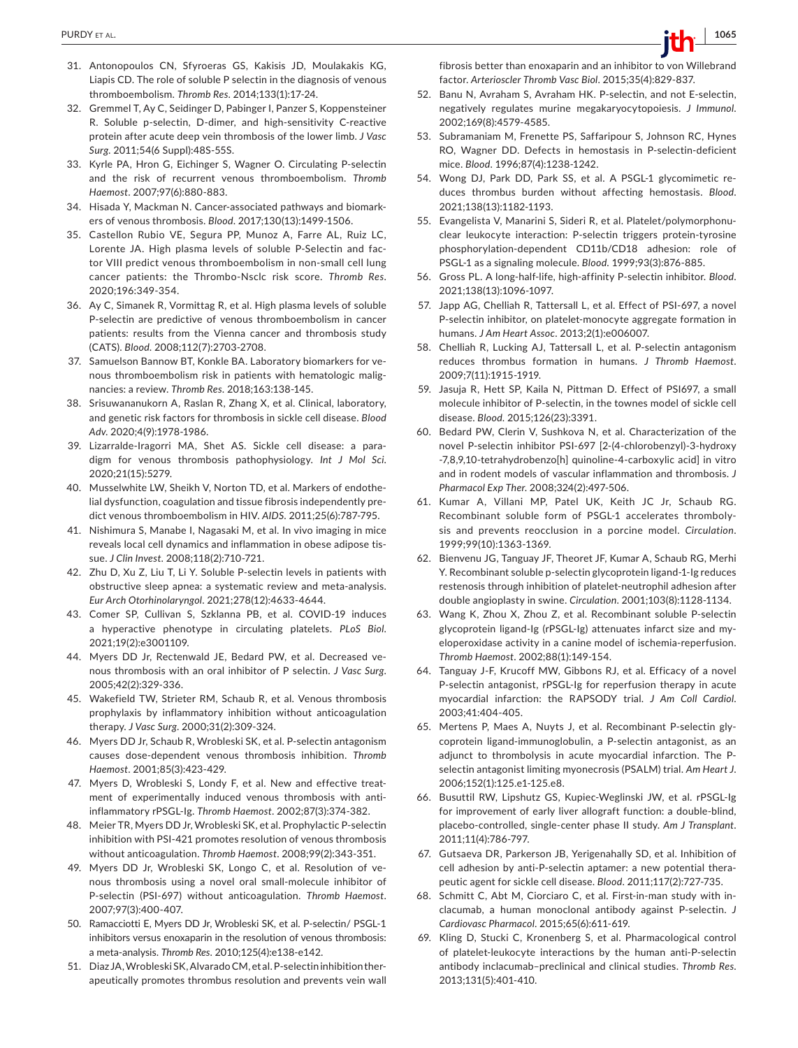31. Antonopoulos CN, Sfyroeras GS, Kakisis JD, Moulakakis KG, Liapis CD. The role of soluble P selectin in the diagnosis of venous thromboembolism. *Thromb Res*. 2014;133(1):17-24.
32. Gremmel T, Ay C, Seidinger D, Pabinger I, Panzer S, Koppensteiner R. Soluble p-selectin, D-dimer, and high-sensitivity C-reactive protein after acute deep vein thrombosis of the lower limb. *J Vasc Surg*. 2011;54(6 Suppl):48S-55S.
33. Kyrle PA, Hron G, Eichinger S, Wagner O. Circulating P-selectin and the risk of recurrent venous thromboembolism. *Thromb Haemost*. 2007;97(6):880-883.
34. Hisada Y, Mackman N. Cancer-associated pathways and biomarkers of venous thrombosis. *Blood*. 2017;130(13):1499-1506.
35. Castellon Rubio VE, Segura PP, Munoz A, Farre AL, Ruiz LC, Lorente JA. High plasma levels of soluble P-Selectin and factor VIII predict venous thromboembolism in non-small cell lung cancer patients: the Thrombo-Nsclc risk score. *Thromb Res*. 2020;196:349-354.
36. Ay C, Simanek R, Vormittag R, et al. High plasma levels of soluble P-selectin are predictive of venous thromboembolism in cancer patients: results from the Vienna cancer and thrombosis study (CATS). *Blood*. 2008;112(7):2703-2708.
37. Samuelson Bannow BT, Konkle BA. Laboratory biomarkers for venous thromboembolism risk in patients with hematologic malignancies: a review. *Thromb Res*. 2018;163:138-145.
38. Srisuwananukorn A, Raslan R, Zhang X, et al. Clinical, laboratory, and genetic risk factors for thrombosis in sickle cell disease. *Blood Adv*. 2020;4(9):1978-1986.
39. Lizarralde-Iragorri MA, Shet AS. Sickle cell disease: a paradigm for venous thrombosis pathophysiology. *Int J Mol Sci*. 2020;21(15):5279.
40. Musselwhite LW, Sheikh V, Norton TD, et al. Markers of endothelial dysfunction, coagulation and tissue fibrosis independently predict venous thromboembolism in HIV. *AIDS*. 2011;25(6):787-795.
41. Nishimura S, Manabe I, Nagasaki M, et al. In vivo imaging in mice reveals local cell dynamics and inflammation in obese adipose tissue. *J Clin Invest*. 2008;118(2):710-721.
42. Zhu D, Xu Z, Liu T, Li Y. Soluble P-selectin levels in patients with obstructive sleep apnea: a systematic review and meta-analysis. *Eur Arch Otorhinolaryngol*. 2021;278(12):4633-4644.
43. Comer SP, Cullivan S, Szklanna PB, et al. COVID-19 induces a hyperactive phenotype in circulating platelets. *PLoS Biol*. 2021;19(2):e3001109.
44. Myers DD Jr, Rectenwald JE, Bedard PW, et al. Decreased venous thrombosis with an oral inhibitor of P selectin. *J Vasc Surg*. 2005;42(2):329-336.
45. Wakefield TW, Strieter RM, Schaub R, et al. Venous thrombosis prophylaxis by inflammatory inhibition without anticoagulation therapy. *J Vasc Surg*. 2000;31(2):309-324.
46. Myers DD Jr, Schaub R, Wrobleski SK, et al. P-selectin antagonism causes dose-dependent venous thrombosis inhibition. *Thromb Haemost*. 2001;85(3):423-429.
47. Myers D, Wrobleski S, Londy F, et al. New and effective treatment of experimentally induced venous thrombosis with anti-inflammatory rPSGL-Ig. *Thromb Haemost*. 2002;87(3):374-382.
48. Meier TR, Myers DD Jr, Wrobleski SK, et al. Prophylactic P-selectin inhibition with PSI-421 promotes resolution of venous thrombosis without anticoagulation. *Thromb Haemost*. 2008;99(2):343-351.
49. Myers DD Jr, Wrobleski SK, Longo C, et al. Resolution of venous thrombosis using a novel oral small-molecule inhibitor of P-selectin (PSI-697) without anticoagulation. *Thromb Haemost*. 2007;97(3):400-407.
50. Ramacciotti E, Myers DD Jr, Wrobleski SK, et al. P-selectin/ PSGL-1 inhibitors versus enoxaparin in the resolution of venous thrombosis: a meta-analysis. *Thromb Res*. 2010;125(4):e138-e142.
51. Diaz JA, Wrobleski SK, Alvarado CM, et al. P-selectin inhibition therapeutically promotes thrombus resolution and prevents vein wall fibrosis better than enoxaparin and an inhibitor to von Willebrand factor. *Arterioscler Thromb Vasc Biol*. 2015;35(4):829-837.
52. Banu N, Avraham S, Avraham HK. P-selectin, and not E-selectin, negatively regulates murine megakaryocytopoiesis. *J Immunol*. 2002;169(8):4579-4585.
53. Subramaniam M, Frenette PS, Saffaripour S, Johnson RC, Hynes RO, Wagner DD. Defects in hemostasis in P-selectin-deficient mice. *Blood*. 1996;87(4):1238-1242.
54. Wong DJ, Park DD, Park SS, et al. A PSGL-1 glycomimetic reduces thrombus burden without affecting hemostasis. *Blood*. 2021;138(13):1182-1193.
55. Evangelista V, Manarini S, Sideri R, et al. Platelet/polymorphonuclear leukocyte interaction: P-selectin triggers protein-tyrosine phosphorylation-dependent CD11b/CD18 adhesion: role of PSGL-1 as a signaling molecule. *Blood*. 1999;93(3):876-885.
56. Gross PL. A long-half-life, high-affinity P-selectin inhibitor. *Blood*. 2021;138(13):1096-1097.
57. Japp AG, Chelliah R, Tattersall L, et al. Effect of PSI-697, a novel P-selectin inhibitor, on platelet-monocyte aggregate formation in humans. *J Am Heart Assoc*. 2013;2(1):e006007.
58. Chelliah R, Lucking AJ, Tattersall L, et al. P-selectin antagonism reduces thrombus formation in humans. *J Thromb Haemost*. 2009;7(11):1915-1919.
59. Jasuja R, Hett SP, Kaila N, Pittman D. Effect of PSI697, a small molecule inhibitor of P-selectin, in the townes model of sickle cell disease. *Blood*. 2015;126(23):3391.
60. Bedard PW, Clerin V, Sushkova N, et al. Characterization of the novel P-selectin inhibitor PSI-697 [2-(4-chlorobenzyl)-3-hydroxy-7,8,9,10-tetrahydrobenzo[h] quinoline-4-carboxylic acid] in vitro and in rodent models of vascular inflammation and thrombosis. *J Pharmacol Exp Ther*. 2008;324(2):497-506.
61. Kumar A, Villani MP, Patel UK, Keith JC Jr, Schaub RG. Recombinant soluble form of PSGL-1 accelerates thrombolysis and prevents reocclusion in a porcine model. *Circulation*. 1999;99(10):1363-1369.
62. Bienvenu JG, Tanguay JF, Theoret JF, Kumar A, Schaub RG, Merhi Y. Recombinant soluble p-selectin glycoprotein ligand-1-Ig reduces restenosis through inhibition of platelet-neutrophil adhesion after double angioplasty in swine. *Circulation*. 2001;103(8):1128-1134.
63. Wang K, Zhou X, Zhou Z, et al. Recombinant soluble P-selectin glycoprotein ligand-Ig (rPSGL-Ig) attenuates infarct size and myeloperoxidase activity in a canine model of ischemia-reperfusion. *Thromb Haemost*. 2002;88(1):149-154.
64. Tanguay J-F, Krucoff MW, Gibbons RJ, et al. Efficacy of a novel P-selectin antagonist, rPSGL-Ig for reperfusion therapy in acute myocardial infarction: the RAPSODY trial. *J Am Coll Cardiol*. 2003;41:404-405.
65. Mertens P, Maes A, Nuyts J, et al. Recombinant P-selectin glycoprotein ligand-immunoglobulin, a P-selectin antagonist, as an adjunct to thrombolysis in acute myocardial infarction. The P-selectin antagonist limiting myonecrosis (PSALM) trial. *Am Heart J*. 2006;152(1):125.e1-125.e8.
66. Busuttil RW, Lipshutz GS, Kupiec-Weglinski JW, et al. rPSGL-Ig for improvement of early liver allograft function: a double-blind, placebo-controlled, single-center phase II study. *Am J Transplant*. 2011;11(4):786-797.
67. Gutsaeva DR, Parkerson JB, Yerigenahally SD, et al. Inhibition of cell adhesion by anti-P-selectin aptamer: a new potential therapeutic agent for sickle cell disease. *Blood*. 2011;117(2):727-735.
68. Schmitt C, Abt M, Ciorciaro C, et al. First-in-man study with inclacumab, a human monoclonal antibody against P-selectin. *J Cardiovasc Pharmacol*. 2015;65(6):611-619.
69. Kling D, Stucki C, Kronenberg S, et al. Pharmacological control of platelet-leukocyte interactions by the human anti-P-selectin antibody inclacumab–preclinical and clinical studies. *Thromb Res*. 2013;131(5):401-410.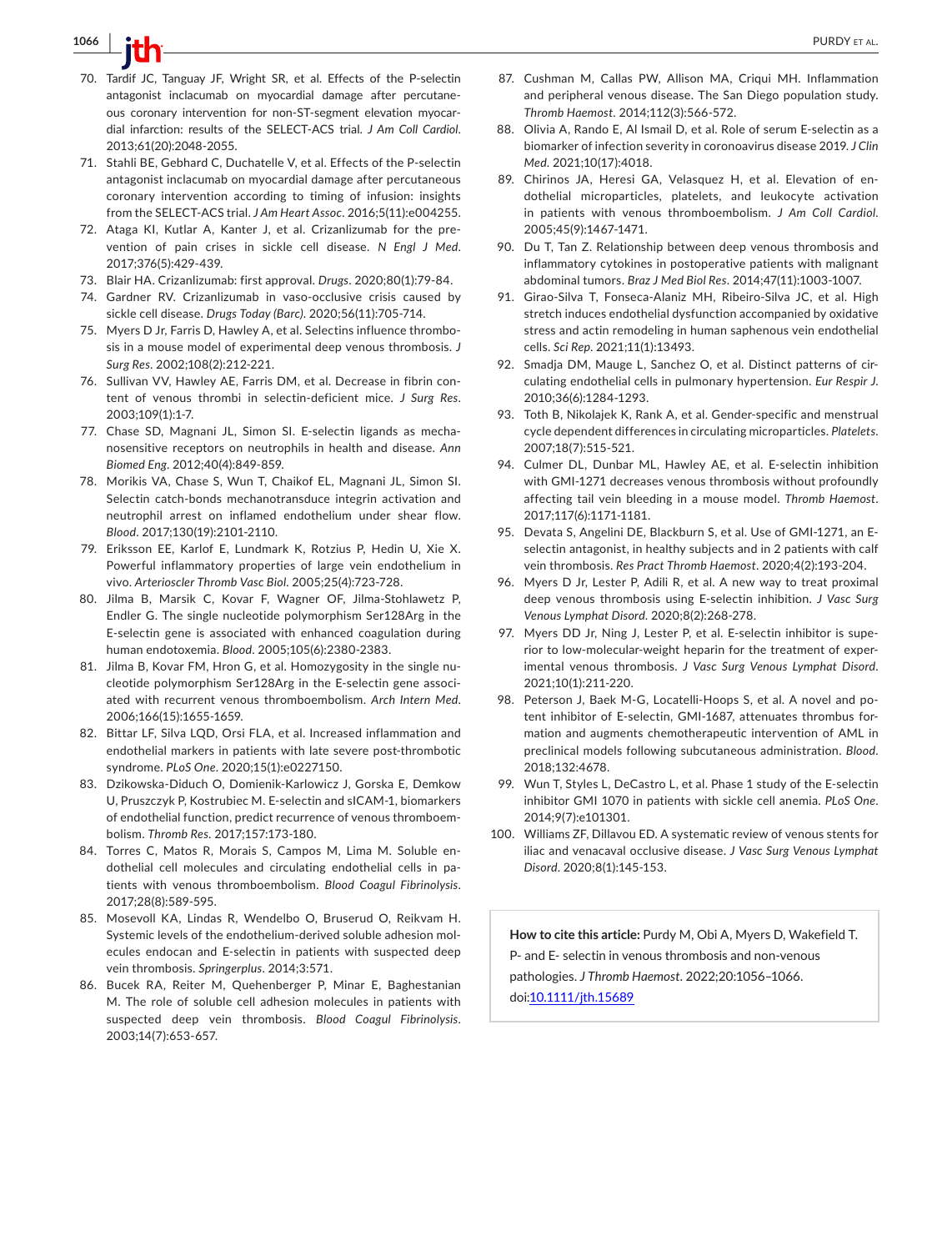70. Tardif JC, Tanguay JF, Wright SR, et al. Effects of the P-selectin antagonist inclacumab on myocardial damage after percutaneous coronary intervention for non-ST-segment elevation myocardial infarction: results of the SELECT-ACS trial. *J Am Coll Cardiol*. 2013;61(20):2048-2055.
71. Stahli BE, Gebhard C, Duchatelle V, et al. Effects of the P-selectin antagonist inclacumab on myocardial damage after percutaneous coronary intervention according to timing of infusion: insights from the SELECT-ACS trial. *J Am Heart Assoc*. 2016;5(11):e004255.
72. Ataga KI, Kutlar A, Kanter J, et al. Crizanlizumab for the prevention of pain crises in sickle cell disease. *N Engl J Med*. 2017;376(5):429-439.
73. Blair HA. Crizanlizumab: first approval. *Drugs*. 2020;80(1):79-84.
74. Gardner RV. Crizanlizumab in vaso-occlusive crisis caused by sickle cell disease. *Drugs Today (Barc)*. 2020;56(11):705-714.
75. Myers D Jr, Farris D, Hawley A, et al. Selectins influence thrombosis in a mouse model of experimental deep venous thrombosis. *J Surg Res*. 2002;108(2):212-221.
76. Sullivan VV, Hawley AE, Farris DM, et al. Decrease in fibrin content of venous thrombi in selectin-deficient mice. *J Surg Res*. 2003;109(1):1-7.
77. Chase SD, Magnani JL, Simon SI. E-selectin ligands as mechanosensitive receptors on neutrophils in health and disease. *Ann Biomed Eng*. 2012;40(4):849-859.
78. Morikis VA, Chase S, Wun T, Chaikof EL, Magnani JL, Simon SI. Selectin catch-bonds mechanotransduce integrin activation and neutrophil arrest on inflamed endothelium under shear flow. *Blood*. 2017;130(19):2101-2110.
79. Eriksson EE, Karlof E, Lundmark K, Rotzius P, Hedin U, Xie X. Powerful inflammatory properties of large vein endothelium in vivo. *Arterioscler Thromb Vasc Biol*. 2005;25(4):723-728.
80. Jilma B, Marsik C, Kovar F, Wagner OF, Jilma-Stohlawetz P, Endler G. The single nucleotide polymorphism Ser128Arg in the E-selectin gene is associated with enhanced coagulation during human endotoxemia. *Blood*. 2005;105(6):2380-2383.
81. Jilma B, Kovar FM, Hron G, et al. Homozygosity in the single nucleotide polymorphism Ser128Arg in the E-selectin gene associated with recurrent venous thromboembolism. *Arch Intern Med*. 2006;166(15):1655-1659.
82. Bittar LF, Silva LQD, Orsi FLA, et al. Increased inflammation and endothelial markers in patients with late severe post-thrombotic syndrome. *PLoS One*. 2020;15(1):e0227150.
83. Dzikowska-Diduch O, Domienik-Karlowicz J, Gorska E, Demkow U, Pruszczyk P, Kostrubiec M. E-selectin and sICAM-1, biomarkers of endothelial function, predict recurrence of venous thromboembolism. *Thromb Res*. 2017;157:173-180.
84. Torres C, Matos R, Morais S, Campos M, Lima M. Soluble endothelial cell molecules and circulating endothelial cells in patients with venous thromboembolism. *Blood Coagul Fibrinolysis*. 2017;28(8):589-595.
85. Mosevoll KA, Lindas R, Wendelbo O, Bruserud O, Reikvam H. Systemic levels of the endothelium-derived soluble adhesion molecules endocan and E-selectin in patients with suspected deep vein thrombosis. *Springerplus*. 2014;3:571.
86. Bucek RA, Reiter M, Quehenberger P, Minar E, Baghestanian M. The role of soluble cell adhesion molecules in patients with suspected deep vein thrombosis. *Blood Coagul Fibrinolysis*. 2003;14(7):653-657.
87. Cushman M, Callas PW, Allison MA, Criqui MH. Inflammation and peripheral venous disease. The San Diego population study. *Thromb Haemost*. 2014;112(3):566-572.
88. Olivia A, Rando E, Al Ismail D, et al. Role of serum E-selectin as a biomarker of infection severity in coronoavirus disease 2019. *J Clin Med*. 2021;10(17):4018.
89. Chirinos JA, Heresi GA, Velasquez H, et al. Elevation of endothelial microparticles, platelets, and leukocyte activation in patients with venous thromboembolism. *J Am Coll Cardiol*. 2005;45(9):1467-1471.
90. Du T, Tan Z. Relationship between deep venous thrombosis and inflammatory cytokines in postoperative patients with malignant abdominal tumors. *Braz J Med Biol Res*. 2014;47(11):1003-1007.
91. Girao-Silva T, Fonseca-Alaniz MH, Ribeiro-Silva JC, et al. High stretch induces endothelial dysfunction accompanied by oxidative stress and actin remodeling in human saphenous vein endothelial cells. *Sci Rep*. 2021;11(1):13493.
92. Smadja DM, Mauge L, Sanchez O, et al. Distinct patterns of circulating endothelial cells in pulmonary hypertension. *Eur Respir J*. 2010;36(6):1284-1293.
93. Toth B, Nikolajek K, Rank A, et al. Gender-specific and menstrual cycle dependent differences in circulating microparticles. *Platelets*. 2007;18(7):515-521.
94. Culmer DL, Dunbar ML, Hawley AE, et al. E-selectin inhibition with GMI-1271 decreases venous thrombosis without profoundly affecting tail vein bleeding in a mouse model. *Thromb Haemost*. 2017;117(6):1171-1181.
95. Devata S, Angelini DE, Blackburn S, et al. Use of GMI-1271, an E-selectin antagonist, in healthy subjects and in 2 patients with calf vein thrombosis. *Res Pract Thromb Haemost*. 2020;4(2):193-204.
96. Myers D Jr, Lester P, Adili R, et al. A new way to treat proximal deep venous thrombosis using E-selectin inhibition. *J Vasc Surg Venous Lymphat Disord*. 2020;8(2):268-278.
97. Myers DD Jr, Ning J, Lester P, et al. E-selectin inhibitor is superior to low-molecular-weight heparin for the treatment of experimental venous thrombosis. *J Vasc Surg Venous Lymphat Disord*. 2021;10(1):211-220.
98. Peterson J, Baek M-G, Locatelli-Hoops S, et al. A novel and potent inhibitor of E-selectin, GMI-1687, attenuates thrombus formation and augments chemotherapeutic intervention of AML in preclinical models following subcutaneous administration. *Blood*. 2018;132:4678.
99. Wun T, Styles L, DeCastro L, et al. Phase 1 study of the E-selectin inhibitor GMI 1070 in patients with sickle cell anemia. *PLoS One*. 2014;9(7):e101301.
100. Williams ZF, Dillavou ED. A systematic review of venous stents for iliac and venacaval occlusive disease. *J Vasc Surg Venous Lymphat Disord*. 2020;8(1):145-153.

**How to cite this article:** Purdy M, Obi A, Myers D, Wakefield T. P- and E- selectin in venous thrombosis and non-venous pathologies. *J Thromb Haemost*. 2022;20:1056–1066. doi:10.1111/jth.15689